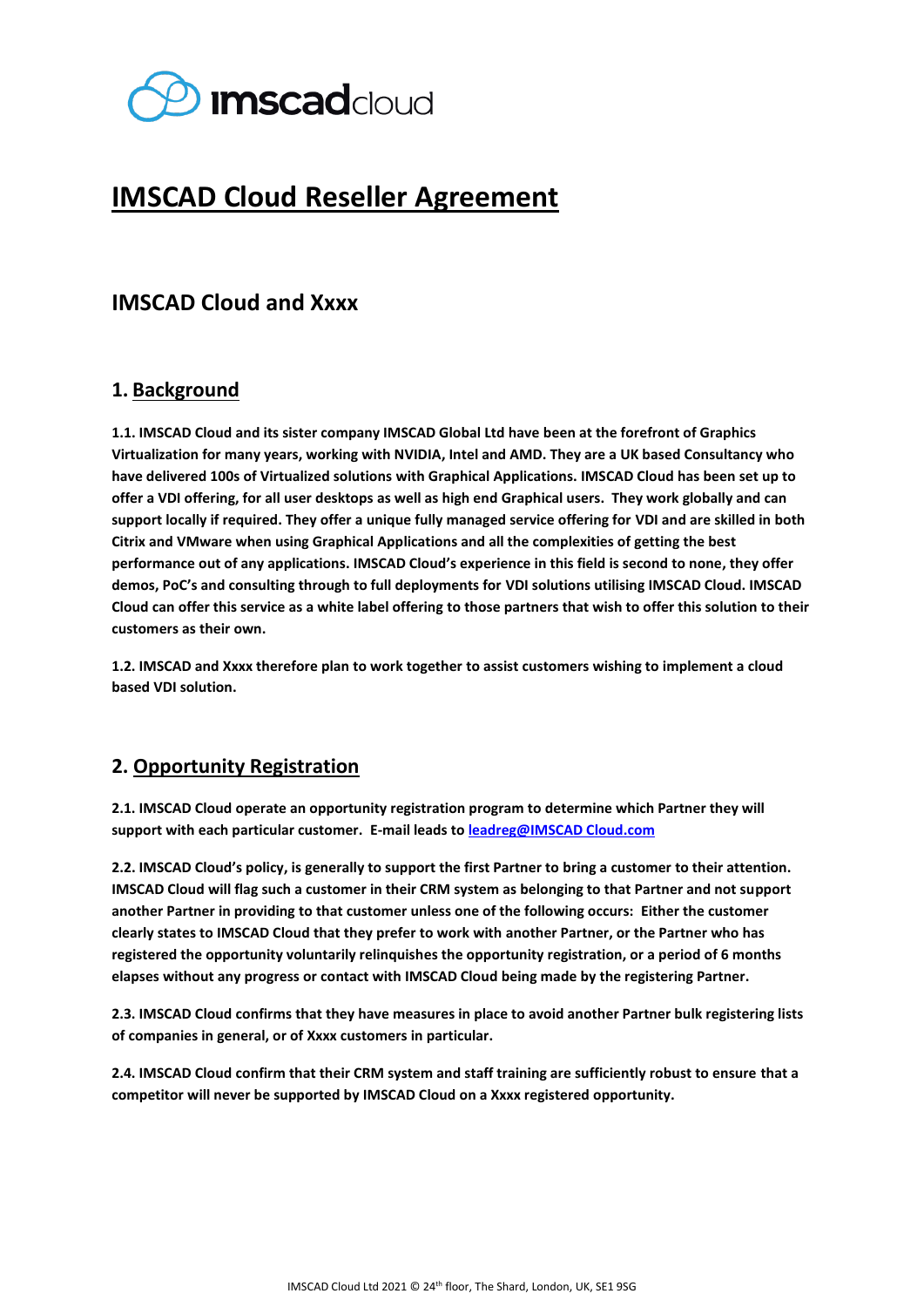# IMSCAD Cloud Reseller Agreement

## IMSCAD Cloud and Xxxx

## 1. Background

**1.1. IMSCAD Cloud and its sister company IMSCAD Global Ltd have been at the forefront of Graphics Virtualization for many years, working with NVIDIA, Intel and AMD. They are a UK based Consultancy who have delivered 100s of Virtualized solutions with Graphical Applications. IMSCAD Cloud has been set up to offer a VDI offering, for all user desktops as well as high end Graphical users. They work globally and can support locally if required. They offer a unique fully managed service offering for VDI and are skilled in both Citrix and VMware when using Graphical Applications and all the complexities of getting the best performance out of any applications. IMSCAD Cloud's experience in this field is second to none, they offer demos, PoC's and consulting through to full deployments for VDI solutions utilising IMSCAD Cloud. IMSCAD Cloud can offer this service as a white label offering to those partners that wish to offer this solution to their customers as their own.**

**1.2. IMSCAD and Xxxx therefore plan to work together to assist customers wishing to implement a cloud based VDI solution.**

## 2. Opportunity Registration

**2.1. IMSCAD Cloud operate an opportunity registration program to determine which Partner they will support with each particular customer. E-mail leads to leadreg@IMSCAD Cloud.com**

**2.2. IMSCAD Cloud's policy, is generally to support the first Partner to bring a customer to their attention. IMSCAD Cloud will flag such a customer in their CRM system as belonging to that Partner and not support another Partner in providing to that customer unless one of the following occurs: Either the customer clearly states to IMSCAD Cloud that they prefer to work with another Partner, or the Partner who has registered the opportunity voluntarily relinquishes the opportunity registration, or a period of 6 months elapses without any progress or contact with IMSCAD Cloud being made by the registering Partner.**

**2.3. IMSCAD Cloud confirms that they have measures in place to avoid another Partner bulk registering lists of companies in general, or of Xxxx customers in particular.**

**2.4. IMSCAD Cloud confirm that their CRM system and staff training are sufficiently robust to ensure that a competitor will never be supported by IMSCAD Cloud on a Xxxx registered opportunity.**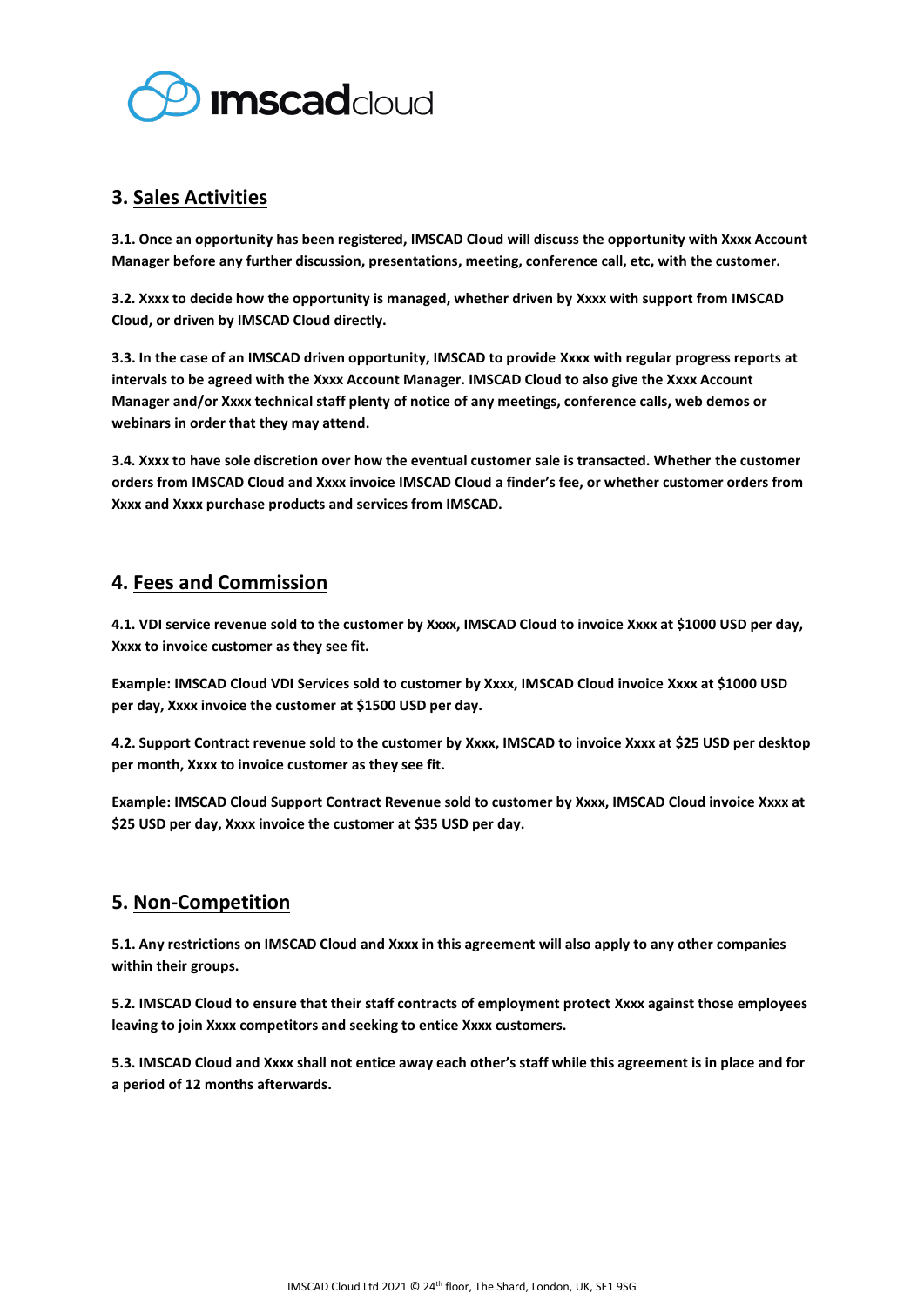## 3. Sales Activities

**3.1. Once an opportunity has been registered, IMSCAD Cloud will discuss the opportunity with Xxxx Account Manager before any further discussion, presentations, meeting, conference call, etc, with the customer.**

**3.2. Xxxx to decide how the opportunity is managed, whether driven by Xxxx with support from IMSCAD Cloud, or driven by IMSCAD Cloud directly.**

**3.3. In the case of an IMSCAD driven opportunity, IMSCAD to provide Xxxx with regular progress reports at intervals to be agreed with the Xxxx Account Manager. IMSCAD Cloud to also give the Xxxx Account Manager and/or Xxxx technical staff plenty of notice of any meetings, conference calls, web demos or webinars in order that they may attend.**

**3.4. Xxxx to have sole discretion over how the eventual customer sale is transacted. Whether the customer orders from IMSCAD Cloud and Xxxx invoice IMSCAD Cloud a finder's fee, or whether customer orders from Xxxx and Xxxx purchase products and services from IMSCAD.**

## 4. Fees and Commission

**4.1. VDI service revenue sold to the customer by Xxxx, IMSCAD Cloud to invoice Xxxx at $1000 USD per day, Xxxx to invoice customer as they see fit.**

**Example: IMSCAD Cloud VDI Services sold to customer by Xxxx, IMSCAD Cloud invoice Xxxx at $1000 USD per day, Xxxx invoice the customer at $1500 USD per day.**

**4.2. Support Contract revenue sold to the customer by Xxxx, IMSCAD to invoice Xxxx at $25 USD per desktop per month, Xxxx to invoice customer as they see fit.**

**Example: IMSCAD Cloud Support Contract Revenue sold to customer by Xxxx, IMSCAD Cloud invoice Xxxx at $25 USD per day, Xxxx invoice the customer at $35 USD per day.**

## 5. Non-Competition

**5.1. Any restrictions on IMSCAD Cloud and Xxxx in this agreement will also apply to any other companies within their groups.**

**5.2. IMSCAD Cloud to ensure that their staff contracts of employment protect Xxxx against those employees leaving to join Xxxx competitors and seeking to entice Xxxx customers.**

**5.3. IMSCAD Cloud and Xxxx shall not entice away each other's staff while this agreement is in place and for a period of 12 months afterwards.**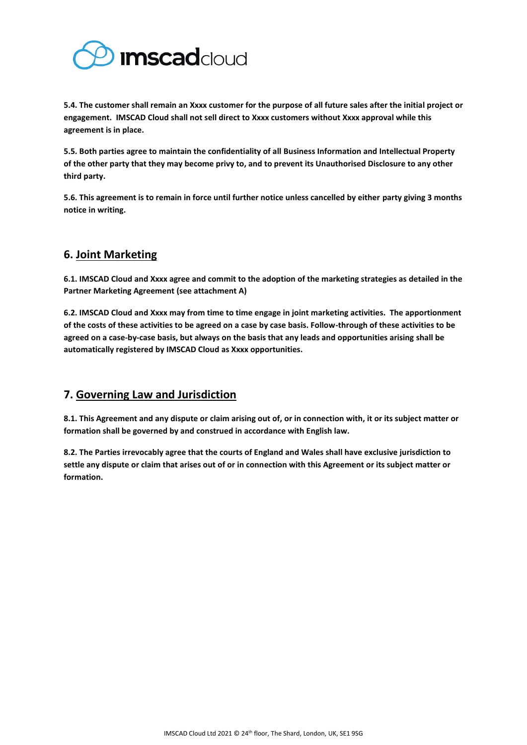**5.4. The customer shall remain an Xxxx customer for the purpose of all future sales after the initial project or engagement. IMSCAD Cloud shall not sell direct to Xxxx customers without Xxxx approval while this agreement is in place.**

**5.5. Both parties agree to maintain the confidentiality of all Business Information and Intellectual Property of the other party that they may become privy to, and to prevent its Unauthorised Disclosure to any other third party.**

**5.6. This agreement is to remain in force until further notice unless cancelled by either party giving 3 months notice in writing.**

## 6. Joint Marketing

**6.1. IMSCAD Cloud and Xxxx agree and commit to the adoption of the marketing strategies as detailed in the Partner Marketing Agreement (see attachment A)**

**6.2. IMSCAD Cloud and Xxxx may from time to time engage in joint marketing activities. The apportionment of the costs of these activities to be agreed on a case by case basis. Follow-through of these activities to be agreed on a case-by-case basis, but always on the basis that any leads and opportunities arising shall be automatically registered by IMSCAD Cloud as Xxxx opportunities.**

## 7. Governing Law and Jurisdiction

**8.1. This Agreement and any dispute or claim arising out of, or in connection with, it or its subject matter or formation shall be governed by and construed in accordance with English law.**

**8.2. The Parties irrevocably agree that the courts of England and Wales shall have exclusive jurisdiction to settle any dispute or claim that arises out of or in connection with this Agreement or its subject matter or formation.**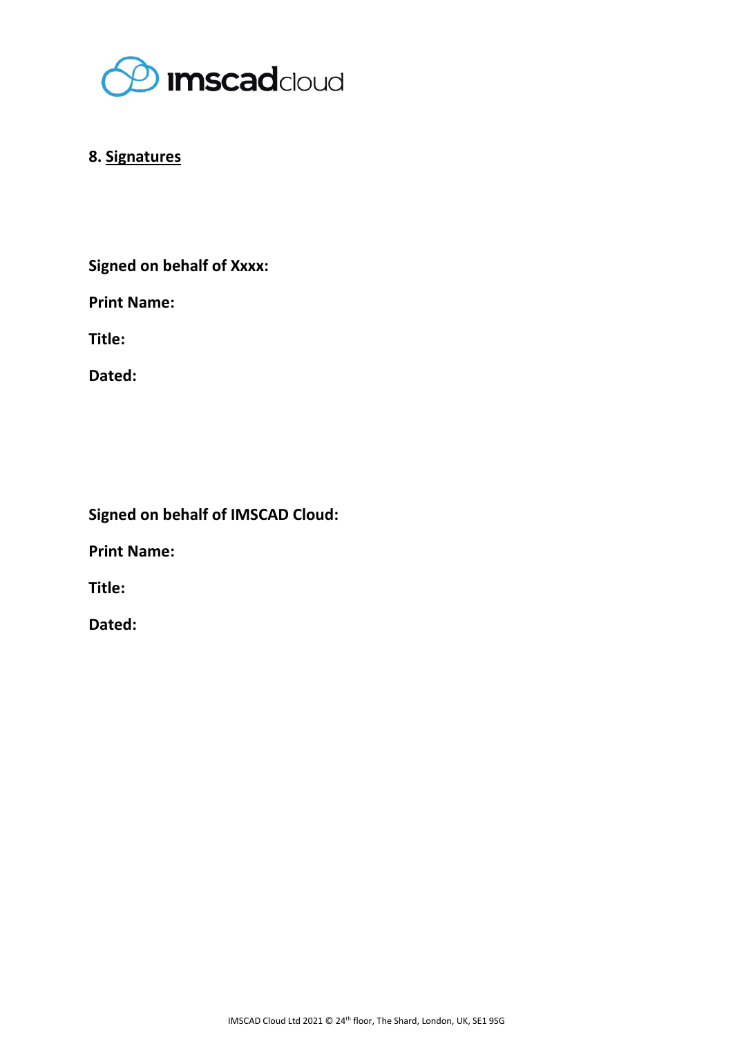## 8. Signatures

**Signed on behalf of Xxxx:**

**Print Name:**

**Title:**

**Dated:**

**Signed on behalf of IMSCAD Cloud:**

**Print Name:**

**Title:**

**Dated:**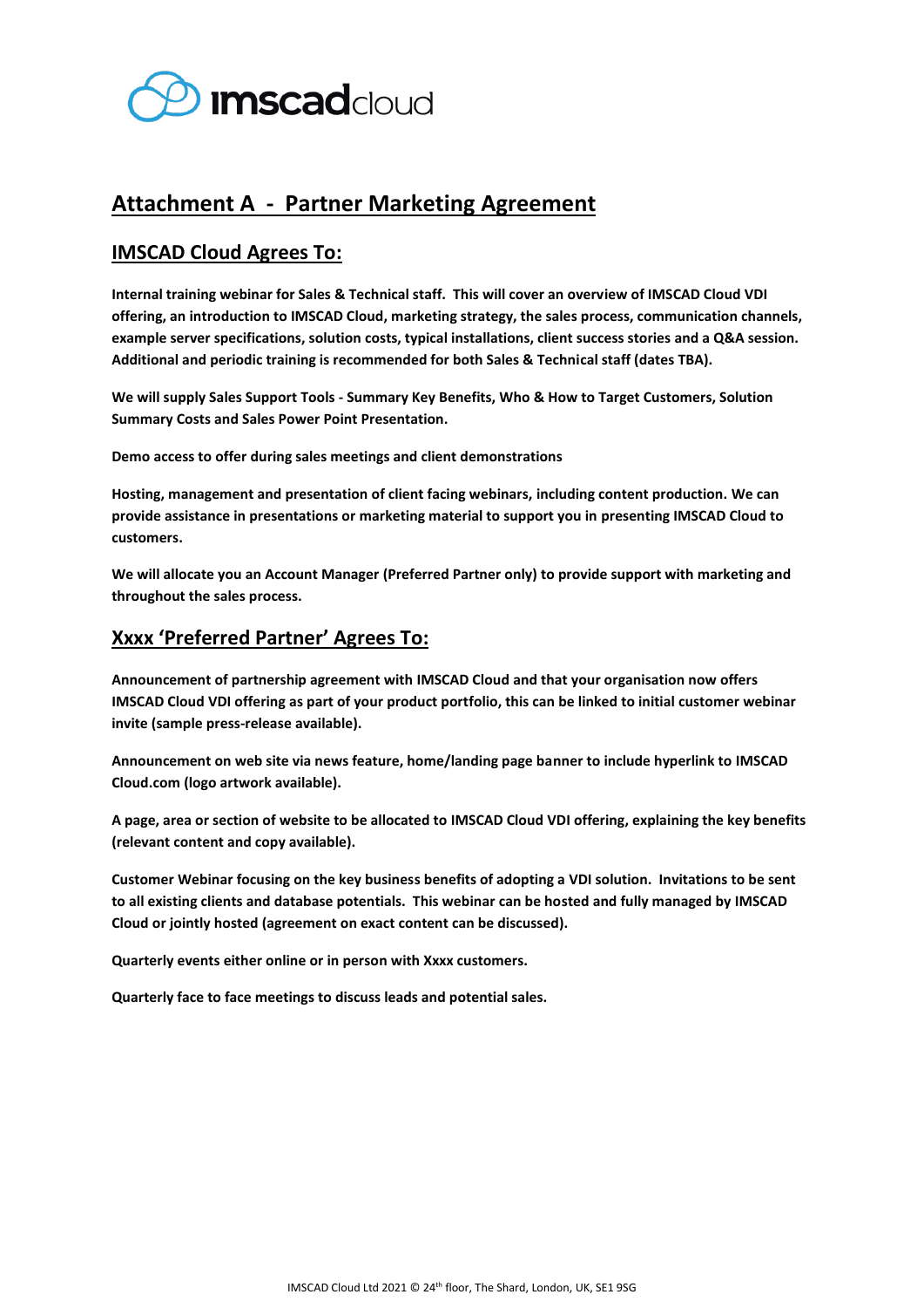# Attachment A - Partner Marketing Agreement

## IMSCAD Cloud Agrees To:

**Internal training webinar for Sales & Technical staff. This will cover an overview of IMSCAD Cloud VDI offering, an introduction to IMSCAD Cloud, marketing strategy, the sales process, communication channels, example server specifications, solution costs, typical installations, client success stories and a Q&A session. Additional and periodic training is recommended for both Sales & Technical staff (dates TBA).**

**We will supply Sales Support Tools - Summary Key Benefits, Who & How to Target Customers, Solution Summary Costs and Sales Power Point Presentation.**

**Demo access to offer during sales meetings and client demonstrations**

**Hosting, management and presentation of client facing webinars, including content production. We can provide assistance in presentations or marketing material to support you in presenting IMSCAD Cloud to customers.**

**We will allocate you an Account Manager (Preferred Partner only) to provide support with marketing and throughout the sales process.**

## Xxxx 'Preferred Partner' Agrees To:

**Announcement of partnership agreement with IMSCAD Cloud and that your organisation now offers IMSCAD Cloud VDI offering as part of your product portfolio, this can be linked to initial customer webinar invite (sample press-release available).**

**Announcement on web site via news feature, home/landing page banner to include hyperlink to IMSCAD Cloud.com (logo artwork available).**

**A page, area or section of website to be allocated to IMSCAD Cloud VDI offering, explaining the key benefits (relevant content and copy available).**

**Customer Webinar focusing on the key business benefits of adopting a VDI solution. Invitations to be sent to all existing clients and database potentials. This webinar can be hosted and fully managed by IMSCAD Cloud or jointly hosted (agreement on exact content can be discussed).**

**Quarterly events either online or in person with Xxxx customers.**

**Quarterly face to face meetings to discuss leads and potential sales.**